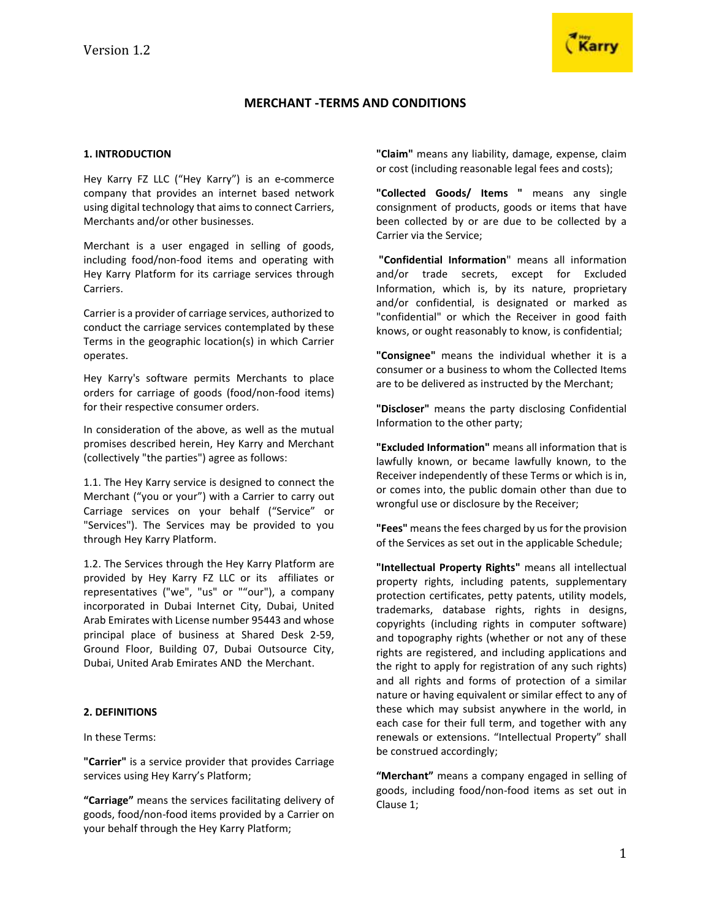Version 1.2

# MERCHANT -TERMS AND CONDITIONS

## 1. INTRODUCTION

Hey Karry FZ LLC ("Hey Karry") is an e-commerce company that provides an internet based network using digital technology that aims to connect Carriers, Merchants and/or other businesses.

Merchant is a user engaged in selling of goods, including food/non-food items and operating with Hey Karry Platform for its carriage services through Carriers.

Carrier is a provider of carriage services, authorized to conduct the carriage services contemplated by these Terms in the geographic location(s) in which Carrier operates.

Hey Karry's software permits Merchants to place orders for carriage of goods (food/non-food items) for their respective consumer orders.

In consideration of the above, as well as the mutual promises described herein, Hey Karry and Merchant (collectively "the parties") agree as follows:

1.1. The Hey Karry service is designed to connect the Merchant ("you or your") with a Carrier to carry out Carriage services on your behalf ("Service" or "Services"). The Services may be provided to you through Hey Karry Platform.

1.2. The Services through the Hey Karry Platform are provided by Hey Karry FZ LLC or its affiliates or representatives ("we", "us" or "“our"), a company incorporated in Dubai Internet City, Dubai, United Arab Emirates with License number 95443 and whose principal place of business at Shared Desk 2-59, Ground Floor, Building 07, Dubai Outsource City, Dubai, United Arab Emirates AND the Merchant.

## 2. DEFINITIONS

In these Terms:

**"Carrier"** is a service provider that provides Carriage services using Hey Karry's Platform;

**"Carriage"** means the services facilitating delivery of goods, food/non-food items provided by a Carrier on your behalf through the Hey Karry Platform;

**"Claim"** means any liability, damage, expense, claim or cost (including reasonable legal fees and costs);

**"Collected Goods/ Items "** means any single consignment of products, goods or items that have been collected by or are due to be collected by a Carrier via the Service;

**"Confidential Information"** means all information and/or trade secrets, except for Excluded Information, which is, by its nature, proprietary and/or confidential, is designated or marked as "confidential" or which the Receiver in good faith knows, or ought reasonably to know, is confidential;

**"Consignee"** means the individual whether it is a consumer or a business to whom the Collected Items are to be delivered as instructed by the Merchant;

**"Discloser"** means the party disclosing Confidential Information to the other party;

**"Excluded Information"** means all information that is lawfully known, or became lawfully known, to the Receiver independently of these Terms or which is in, or comes into, the public domain other than due to wrongful use or disclosure by the Receiver;

**"Fees"** means the fees charged by us for the provision of the Services as set out in the applicable Schedule;

**"Intellectual Property Rights"** means all intellectual property rights, including patents, supplementary protection certificates, petty patents, utility models, trademarks, database rights, rights in designs, copyrights (including rights in computer software) and topography rights (whether or not any of these rights are registered, and including applications and the right to apply for registration of any such rights) and all rights and forms of protection of a similar nature or having equivalent or similar effect to any of these which may subsist anywhere in the world, in each case for their full term, and together with any renewals or extensions. "Intellectual Property" shall be construed accordingly;

**"Merchant"** means a company engaged in selling of goods, including food/non-food items as set out in Clause 1;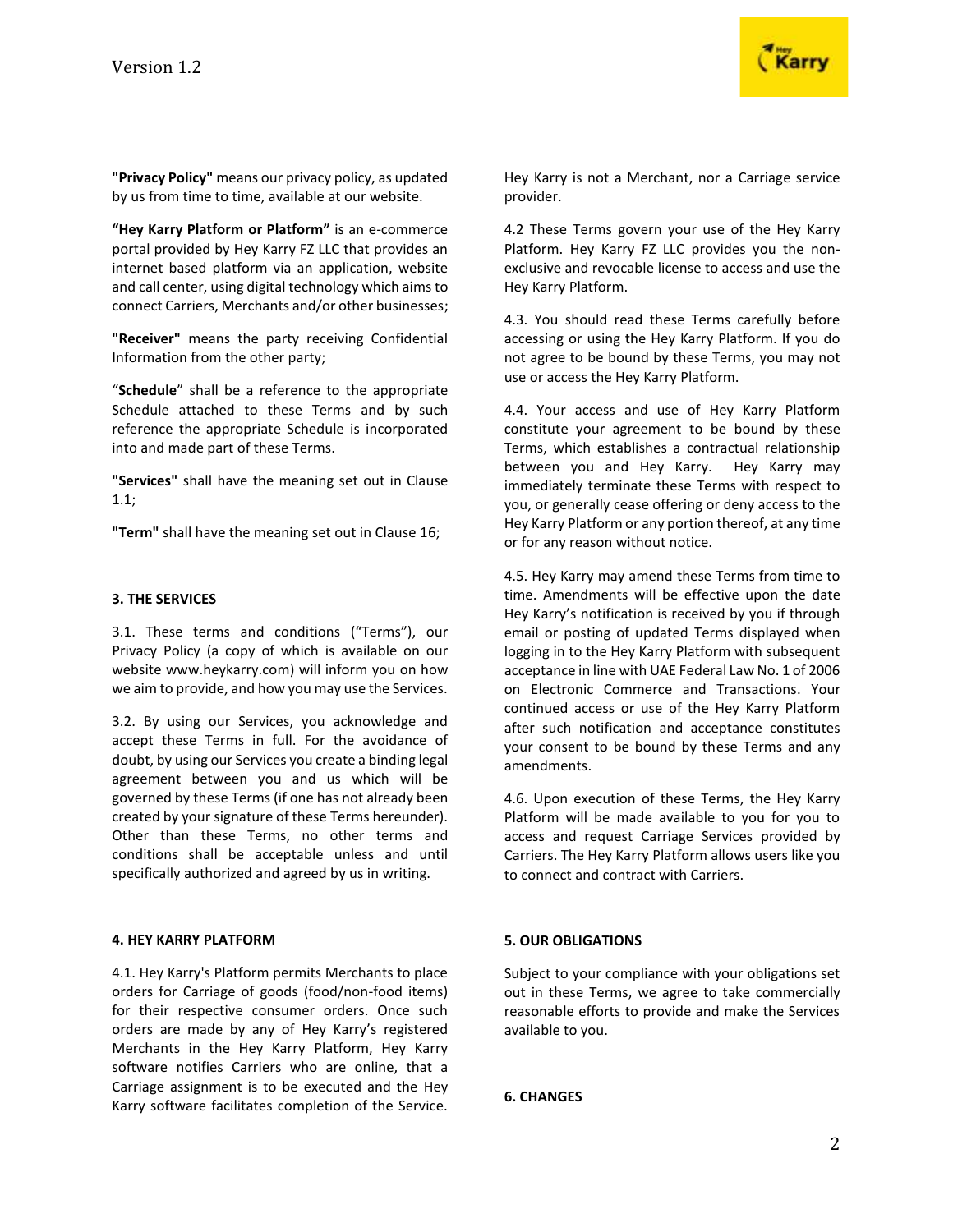**"Privacy Policy"** means our privacy policy, as updated by us from time to time, available at our website.

**"Hey Karry Platform or Platform"** is an e-commerce portal provided by Hey Karry FZ LLC that provides an internet based platform via an application, website and call center, using digital technology which aims to connect Carriers, Merchants and/or other businesses;

**"Receiver"** means the party receiving Confidential Information from the other party;

"**Schedule**" shall be a reference to the appropriate Schedule attached to these Terms and by such reference the appropriate Schedule is incorporated into and made part of these Terms.

**"Services"** shall have the meaning set out in Clause 1.1;

**"Term"** shall have the meaning set out in Clause 16;

### 3. THE SERVICES

3.1. These terms and conditions ("Terms"), our Privacy Policy (a copy of which is available on our website www.heykarry.com) will inform you on how we aim to provide, and how you may use the Services.

3.2. By using our Services, you acknowledge and accept these Terms in full. For the avoidance of doubt, by using our Services you create a binding legal agreement between you and us which will be governed by these Terms (if one has not already been created by your signature of these Terms hereunder). Other than these Terms, no other terms and conditions shall be acceptable unless and until specifically authorized and agreed by us in writing.

### 4. HEY KARRY PLATFORM

4.1. Hey Karry's Platform permits Merchants to place orders for Carriage of goods (food/non-food items) for their respective consumer orders. Once such orders are made by any of Hey Karry's registered Merchants in the Hey Karry Platform, Hey Karry software notifies Carriers who are online, that a Carriage assignment is to be executed and the Hey Karry software facilitates completion of the Service. Hey Karry is not a Merchant, nor a Carriage service provider.

4.2 These Terms govern your use of the Hey Karry Platform. Hey Karry FZ LLC provides you the non-exclusive and revocable license to access and use the Hey Karry Platform.

4.3. You should read these Terms carefully before accessing or using the Hey Karry Platform. If you do not agree to be bound by these Terms, you may not use or access the Hey Karry Platform.

4.4. Your access and use of Hey Karry Platform constitute your agreement to be bound by these Terms, which establishes a contractual relationship between you and Hey Karry. Hey Karry may immediately terminate these Terms with respect to you, or generally cease offering or deny access to the Hey Karry Platform or any portion thereof, at any time or for any reason without notice.

4.5. Hey Karry may amend these Terms from time to time. Amendments will be effective upon the date Hey Karry's notification is received by you if through email or posting of updated Terms displayed when logging in to the Hey Karry Platform with subsequent acceptance in line with UAE Federal Law No. 1 of 2006 on Electronic Commerce and Transactions. Your continued access or use of the Hey Karry Platform after such notification and acceptance constitutes your consent to be bound by these Terms and any amendments.

4.6. Upon execution of these Terms, the Hey Karry Platform will be made available to you for you to access and request Carriage Services provided by Carriers. The Hey Karry Platform allows users like you to connect and contract with Carriers.

### 5. OUR OBLIGATIONS

Subject to your compliance with your obligations set out in these Terms, we agree to take commercially reasonable efforts to provide and make the Services available to you.

### 6. CHANGES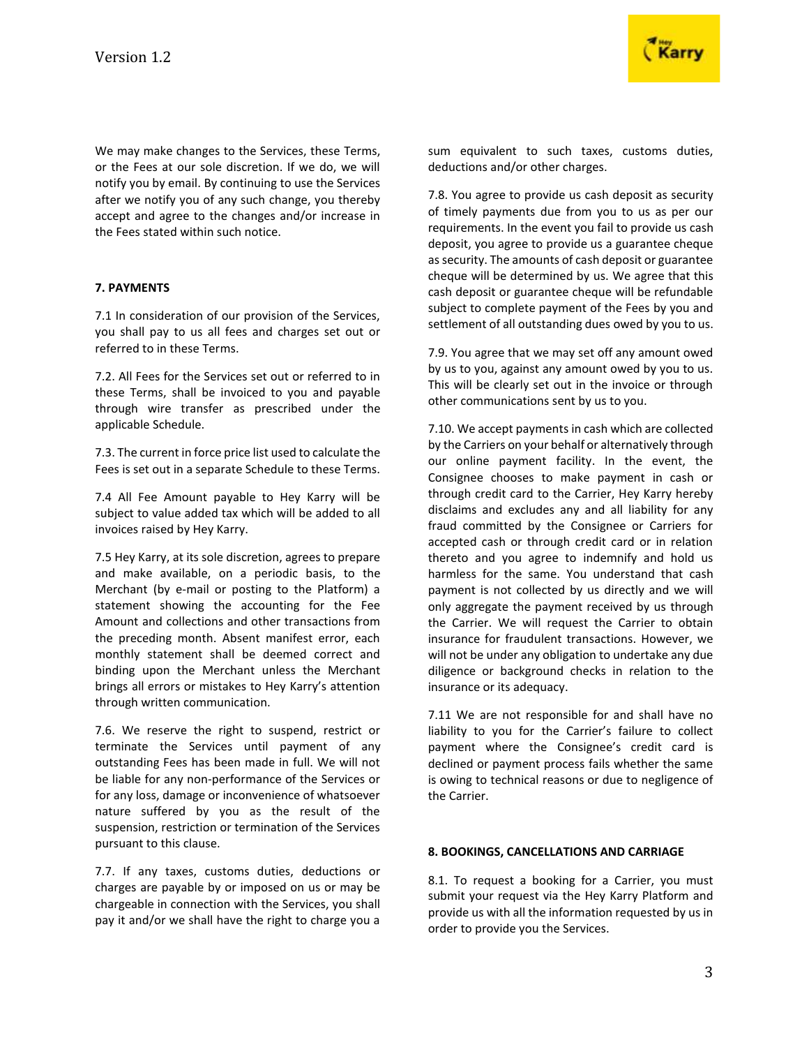We may make changes to the Services, these Terms, or the Fees at our sole discretion. If we do, we will notify you by email. By continuing to use the Services after we notify you of any such change, you thereby accept and agree to the changes and/or increase in the Fees stated within such notice.

**7. PAYMENTS**

7.1 In consideration of our provision of the Services, you shall pay to us all fees and charges set out or referred to in these Terms.

7.2. All Fees for the Services set out or referred to in these Terms, shall be invoiced to you and payable through wire transfer as prescribed under the applicable Schedule.

7.3. The current in force price list used to calculate the Fees is set out in a separate Schedule to these Terms.

7.4 All Fee Amount payable to Hey Karry will be subject to value added tax which will be added to all invoices raised by Hey Karry.

7.5 Hey Karry, at its sole discretion, agrees to prepare and make available, on a periodic basis, to the Merchant (by e-mail or posting to the Platform) a statement showing the accounting for the Fee Amount and collections and other transactions from the preceding month. Absent manifest error, each monthly statement shall be deemed correct and binding upon the Merchant unless the Merchant brings all errors or mistakes to Hey Karry's attention through written communication.

7.6. We reserve the right to suspend, restrict or terminate the Services until payment of any outstanding Fees has been made in full. We will not be liable for any non-performance of the Services or for any loss, damage or inconvenience of whatsoever nature suffered by you as the result of the suspension, restriction or termination of the Services pursuant to this clause.

7.7. If any taxes, customs duties, deductions or charges are payable by or imposed on us or may be chargeable in connection with the Services, you shall pay it and/or we shall have the right to charge you a sum equivalent to such taxes, customs duties, deductions and/or other charges.

7.8. You agree to provide us cash deposit as security of timely payments due from you to us as per our requirements. In the event you fail to provide us cash deposit, you agree to provide us a guarantee cheque as security. The amounts of cash deposit or guarantee cheque will be determined by us. We agree that this cash deposit or guarantee cheque will be refundable subject to complete payment of the Fees by you and settlement of all outstanding dues owed by you to us.

7.9. You agree that we may set off any amount owed by us to you, against any amount owed by you to us. This will be clearly set out in the invoice or through other communications sent by us to you.

7.10. We accept payments in cash which are collected by the Carriers on your behalf or alternatively through our online payment facility. In the event, the Consignee chooses to make payment in cash or through credit card to the Carrier, Hey Karry hereby disclaims and excludes any and all liability for any fraud committed by the Consignee or Carriers for accepted cash or through credit card or in relation thereto and you agree to indemnify and hold us harmless for the same. You understand that cash payment is not collected by us directly and we will only aggregate the payment received by us through the Carrier. We will request the Carrier to obtain insurance for fraudulent transactions. However, we will not be under any obligation to undertake any due diligence or background checks in relation to the insurance or its adequacy.

7.11 We are not responsible for and shall have no liability to you for the Carrier's failure to collect payment where the Consignee's credit card is declined or payment process fails whether the same is owing to technical reasons or due to negligence of the Carrier.

**8. BOOKINGS, CANCELLATIONS AND CARRIAGE**

8.1. To request a booking for a Carrier, you must submit your request via the Hey Karry Platform and provide us with all the information requested by us in order to provide you the Services.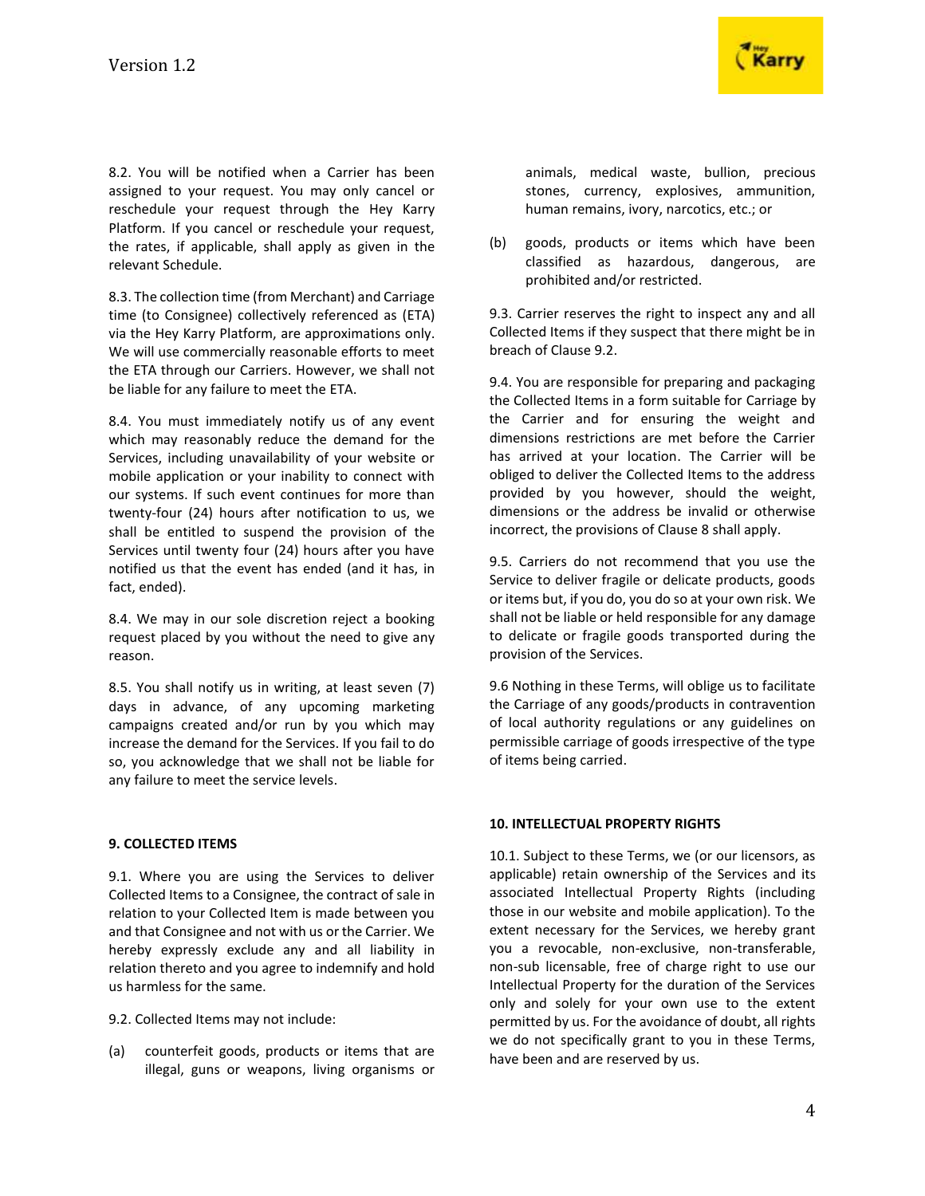8.2. You will be notified when a Carrier has been assigned to your request. You may only cancel or reschedule your request through the Hey Karry Platform. If you cancel or reschedule your request, the rates, if applicable, shall apply as given in the relevant Schedule.

8.3. The collection time (from Merchant) and Carriage time (to Consignee) collectively referenced as (ETA) via the Hey Karry Platform, are approximations only. We will use commercially reasonable efforts to meet the ETA through our Carriers. However, we shall not be liable for any failure to meet the ETA.

8.4. You must immediately notify us of any event which may reasonably reduce the demand for the Services, including unavailability of your website or mobile application or your inability to connect with our systems. If such event continues for more than twenty-four (24) hours after notification to us, we shall be entitled to suspend the provision of the Services until twenty four (24) hours after you have notified us that the event has ended (and it has, in fact, ended).

8.4. We may in our sole discretion reject a booking request placed by you without the need to give any reason.

8.5. You shall notify us in writing, at least seven (7) days in advance, of any upcoming marketing campaigns created and/or run by you which may increase the demand for the Services. If you fail to do so, you acknowledge that we shall not be liable for any failure to meet the service levels.

**9. COLLECTED ITEMS**

9.1. Where you are using the Services to deliver Collected Items to a Consignee, the contract of sale in relation to your Collected Item is made between you and that Consignee and not with us or the Carrier. We hereby expressly exclude any and all liability in relation thereto and you agree to indemnify and hold us harmless for the same.

9.2. Collected Items may not include:

(a) counterfeit goods, products or items that are illegal, guns or weapons, living organisms or animals, medical waste, bullion, precious stones, currency, explosives, ammunition, human remains, ivory, narcotics, etc.; or

(b) goods, products or items which have been classified as hazardous, dangerous, are prohibited and/or restricted.

9.3. Carrier reserves the right to inspect any and all Collected Items if they suspect that there might be in breach of Clause 9.2.

9.4. You are responsible for preparing and packaging the Collected Items in a form suitable for Carriage by the Carrier and for ensuring the weight and dimensions restrictions are met before the Carrier has arrived at your location. The Carrier will be obliged to deliver the Collected Items to the address provided by you however, should the weight, dimensions or the address be invalid or otherwise incorrect, the provisions of Clause 8 shall apply.

9.5. Carriers do not recommend that you use the Service to deliver fragile or delicate products, goods or items but, if you do, you do so at your own risk. We shall not be liable or held responsible for any damage to delicate or fragile goods transported during the provision of the Services.

9.6 Nothing in these Terms, will oblige us to facilitate the Carriage of any goods/products in contravention of local authority regulations or any guidelines on permissible carriage of goods irrespective of the type of items being carried.

**10. INTELLECTUAL PROPERTY RIGHTS**

10.1. Subject to these Terms, we (or our licensors, as applicable) retain ownership of the Services and its associated Intellectual Property Rights (including those in our website and mobile application). To the extent necessary for the Services, we hereby grant you a revocable, non-exclusive, non-transferable, non-sub licensable, free of charge right to use our Intellectual Property for the duration of the Services only and solely for your own use to the extent permitted by us. For the avoidance of doubt, all rights we do not specifically grant to you in these Terms, have been and are reserved by us.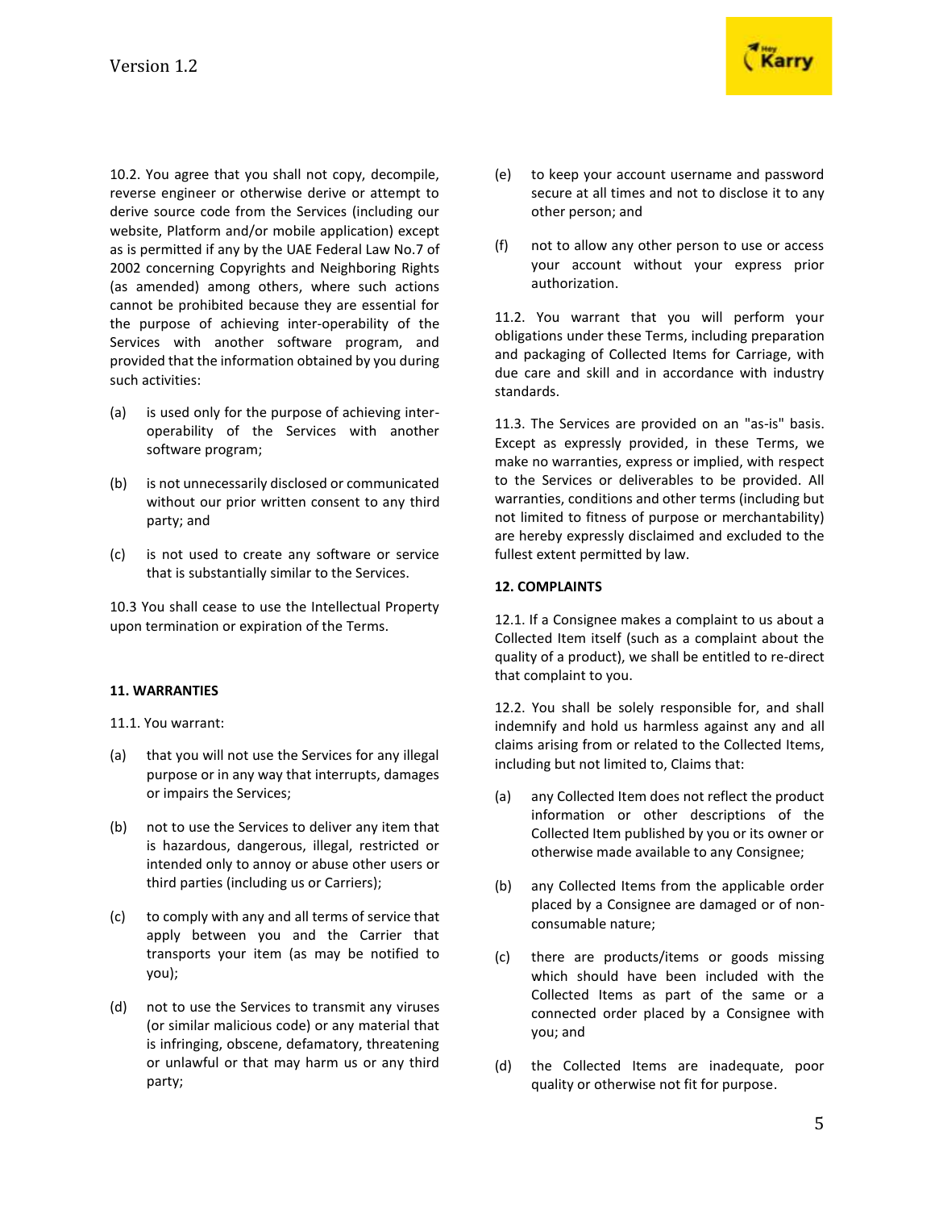10.2. You agree that you shall not copy, decompile, reverse engineer or otherwise derive or attempt to derive source code from the Services (including our website, Platform and/or mobile application) except as is permitted if any by the UAE Federal Law No.7 of 2002 concerning Copyrights and Neighboring Rights (as amended) among others, where such actions cannot be prohibited because they are essential for the purpose of achieving inter-operability of the Services with another software program, and provided that the information obtained by you during such activities:

(a) is used only for the purpose of achieving inter-operability of the Services with another software program;

(b) is not unnecessarily disclosed or communicated without our prior written consent to any third party; and

(c) is not used to create any software or service that is substantially similar to the Services.

10.3 You shall cease to use the Intellectual Property upon termination or expiration of the Terms.

**11. WARRANTIES**

11.1. You warrant:

(a) that you will not use the Services for any illegal purpose or in any way that interrupts, damages or impairs the Services;

(b) not to use the Services to deliver any item that is hazardous, dangerous, illegal, restricted or intended only to annoy or abuse other users or third parties (including us or Carriers);

(c) to comply with any and all terms of service that apply between you and the Carrier that transports your item (as may be notified to you);

(d) not to use the Services to transmit any viruses (or similar malicious code) or any material that is infringing, obscene, defamatory, threatening or unlawful or that may harm us or any third party;

(e) to keep your account username and password secure at all times and not to disclose it to any other person; and

(f) not to allow any other person to use or access your account without your express prior authorization.

11.2. You warrant that you will perform your obligations under these Terms, including preparation and packaging of Collected Items for Carriage, with due care and skill and in accordance with industry standards.

11.3. The Services are provided on an "as-is" basis. Except as expressly provided, in these Terms, we make no warranties, express or implied, with respect to the Services or deliverables to be provided. All warranties, conditions and other terms (including but not limited to fitness of purpose or merchantability) are hereby expressly disclaimed and excluded to the fullest extent permitted by law.

**12. COMPLAINTS**

12.1. If a Consignee makes a complaint to us about a Collected Item itself (such as a complaint about the quality of a product), we shall be entitled to re-direct that complaint to you.

12.2. You shall be solely responsible for, and shall indemnify and hold us harmless against any and all claims arising from or related to the Collected Items, including but not limited to, Claims that:

(a) any Collected Item does not reflect the product information or other descriptions of the Collected Item published by you or its owner or otherwise made available to any Consignee;

(b) any Collected Items from the applicable order placed by a Consignee are damaged or of non-consumable nature;

(c) there are products/items or goods missing which should have been included with the Collected Items as part of the same or a connected order placed by a Consignee with you; and

(d) the Collected Items are inadequate, poor quality or otherwise not fit for purpose.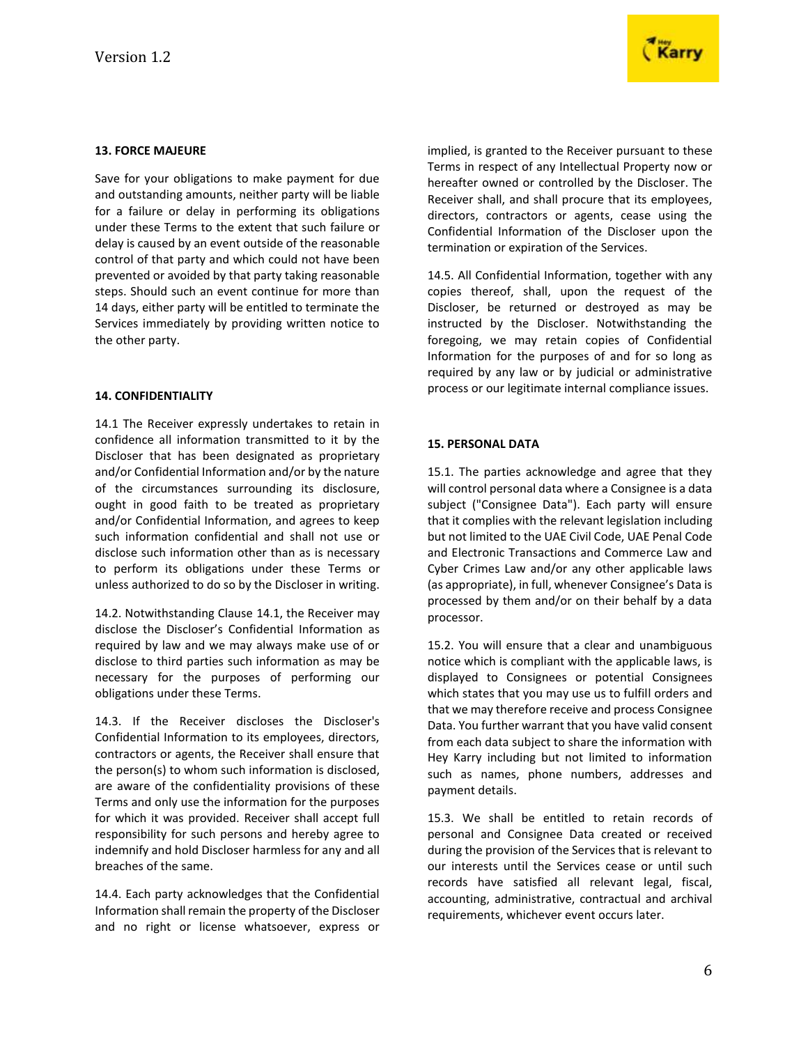## 13. FORCE MAJEURE

Save for your obligations to make payment for due and outstanding amounts, neither party will be liable for a failure or delay in performing its obligations under these Terms to the extent that such failure or delay is caused by an event outside of the reasonable control of that party and which could not have been prevented or avoided by that party taking reasonable steps. Should such an event continue for more than 14 days, either party will be entitled to terminate the Services immediately by providing written notice to the other party.

## 14. CONFIDENTIALITY

14.1 The Receiver expressly undertakes to retain in confidence all information transmitted to it by the Discloser that has been designated as proprietary and/or Confidential Information and/or by the nature of the circumstances surrounding its disclosure, ought in good faith to be treated as proprietary and/or Confidential Information, and agrees to keep such information confidential and shall not use or disclose such information other than as is necessary to perform its obligations under these Terms or unless authorized to do so by the Discloser in writing.

14.2. Notwithstanding Clause 14.1, the Receiver may disclose the Discloser's Confidential Information as required by law and we may always make use of or disclose to third parties such information as may be necessary for the purposes of performing our obligations under these Terms.

14.3. If the Receiver discloses the Discloser's Confidential Information to its employees, directors, contractors or agents, the Receiver shall ensure that the person(s) to whom such information is disclosed, are aware of the confidentiality provisions of these Terms and only use the information for the purposes for which it was provided. Receiver shall accept full responsibility for such persons and hereby agree to indemnify and hold Discloser harmless for any and all breaches of the same.

14.4. Each party acknowledges that the Confidential Information shall remain the property of the Discloser and no right or license whatsoever, express or implied, is granted to the Receiver pursuant to these Terms in respect of any Intellectual Property now or hereafter owned or controlled by the Discloser. The Receiver shall, and shall procure that its employees, directors, contractors or agents, cease using the Confidential Information of the Discloser upon the termination or expiration of the Services.

14.5. All Confidential Information, together with any copies thereof, shall, upon the request of the Discloser, be returned or destroyed as may be instructed by the Discloser. Notwithstanding the foregoing, we may retain copies of Confidential Information for the purposes of and for so long as required by any law or by judicial or administrative process or our legitimate internal compliance issues.

## 15. PERSONAL DATA

15.1. The parties acknowledge and agree that they will control personal data where a Consignee is a data subject ("Consignee Data"). Each party will ensure that it complies with the relevant legislation including but not limited to the UAE Civil Code, UAE Penal Code and Electronic Transactions and Commerce Law and Cyber Crimes Law and/or any other applicable laws (as appropriate), in full, whenever Consignee's Data is processed by them and/or on their behalf by a data processor.

15.2. You will ensure that a clear and unambiguous notice which is compliant with the applicable laws, is displayed to Consignees or potential Consignees which states that you may use us to fulfill orders and that we may therefore receive and process Consignee Data. You further warrant that you have valid consent from each data subject to share the information with Hey Karry including but not limited to information such as names, phone numbers, addresses and payment details.

15.3. We shall be entitled to retain records of personal and Consignee Data created or received during the provision of the Services that is relevant to our interests until the Services cease or until such records have satisfied all relevant legal, fiscal, accounting, administrative, contractual and archival requirements, whichever event occurs later.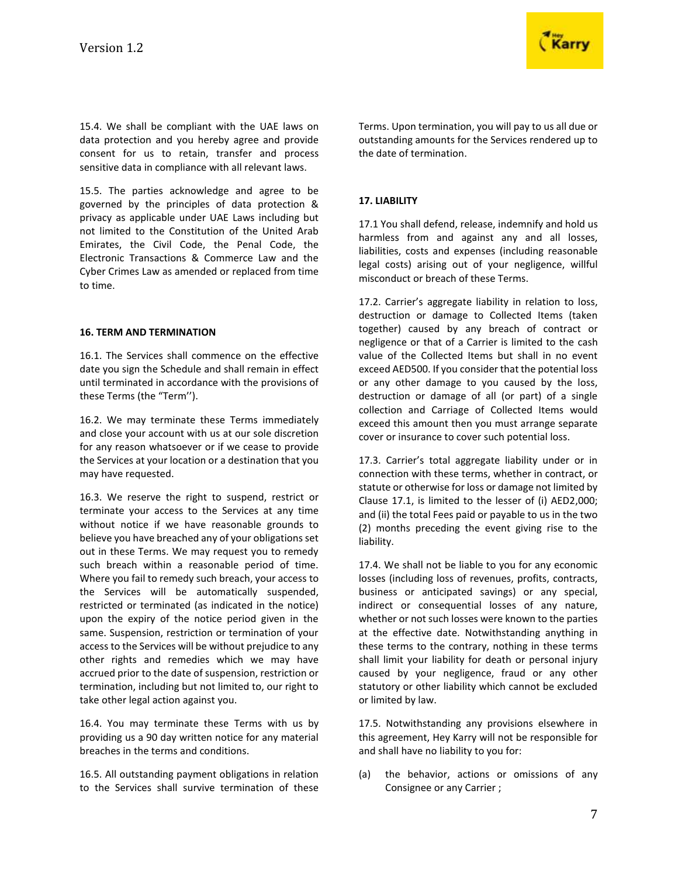15.4. We shall be compliant with the UAE laws on data protection and you hereby agree and provide consent for us to retain, transfer and process sensitive data in compliance with all relevant laws.

15.5. The parties acknowledge and agree to be governed by the principles of data protection & privacy as applicable under UAE Laws including but not limited to the Constitution of the United Arab Emirates, the Civil Code, the Penal Code, the Electronic Transactions & Commerce Law and the Cyber Crimes Law as amended or replaced from time to time.

**16. TERM AND TERMINATION**

16.1. The Services shall commence on the effective date you sign the Schedule and shall remain in effect until terminated in accordance with the provisions of these Terms (the "Term'').

16.2. We may terminate these Terms immediately and close your account with us at our sole discretion for any reason whatsoever or if we cease to provide the Services at your location or a destination that you may have requested.

16.3. We reserve the right to suspend, restrict or terminate your access to the Services at any time without notice if we have reasonable grounds to believe you have breached any of your obligations set out in these Terms. We may request you to remedy such breach within a reasonable period of time. Where you fail to remedy such breach, your access to the Services will be automatically suspended, restricted or terminated (as indicated in the notice) upon the expiry of the notice period given in the same. Suspension, restriction or termination of your access to the Services will be without prejudice to any other rights and remedies which we may have accrued prior to the date of suspension, restriction or termination, including but not limited to, our right to take other legal action against you.

16.4. You may terminate these Terms with us by providing us a 90 day written notice for any material breaches in the terms and conditions.

16.5. All outstanding payment obligations in relation to the Services shall survive termination of these Terms. Upon termination, you will pay to us all due or outstanding amounts for the Services rendered up to the date of termination.

**17. LIABILITY**

17.1 You shall defend, release, indemnify and hold us harmless from and against any and all losses, liabilities, costs and expenses (including reasonable legal costs) arising out of your negligence, willful misconduct or breach of these Terms.

17.2. Carrier's aggregate liability in relation to loss, destruction or damage to Collected Items (taken together) caused by any breach of contract or negligence or that of a Carrier is limited to the cash value of the Collected Items but shall in no event exceed AED500. If you consider that the potential loss or any other damage to you caused by the loss, destruction or damage of all (or part) of a single collection and Carriage of Collected Items would exceed this amount then you must arrange separate cover or insurance to cover such potential loss.

17.3. Carrier's total aggregate liability under or in connection with these terms, whether in contract, or statute or otherwise for loss or damage not limited by Clause 17.1, is limited to the lesser of (i) AED2,000; and (ii) the total Fees paid or payable to us in the two (2) months preceding the event giving rise to the liability.

17.4. We shall not be liable to you for any economic losses (including loss of revenues, profits, contracts, business or anticipated savings) or any special, indirect or consequential losses of any nature, whether or not such losses were known to the parties at the effective date. Notwithstanding anything in these terms to the contrary, nothing in these terms shall limit your liability for death or personal injury caused by your negligence, fraud or any other statutory or other liability which cannot be excluded or limited by law.

17.5. Notwithstanding any provisions elsewhere in this agreement, Hey Karry will not be responsible for and shall have no liability to you for:

(a) the behavior, actions or omissions of any Consignee or any Carrier ;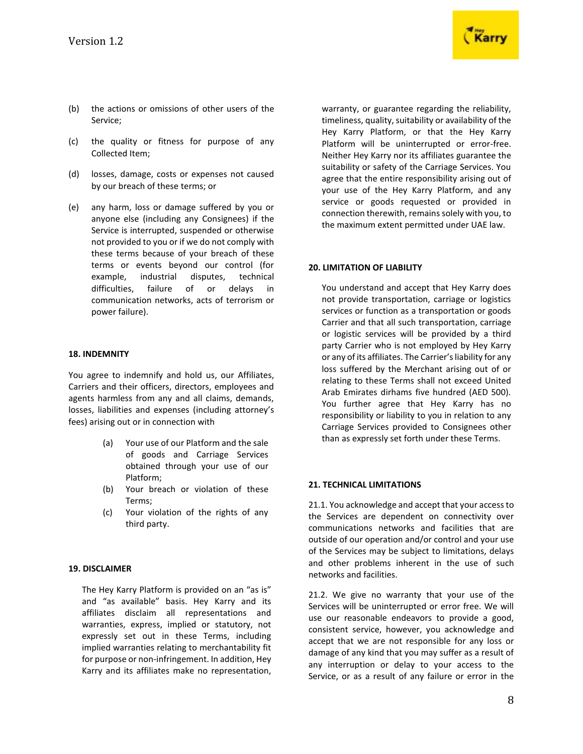(b) the actions or omissions of other users of the Service;

(c) the quality or fitness for purpose of any Collected Item;

(d) losses, damage, costs or expenses not caused by our breach of these terms; or

(e) any harm, loss or damage suffered by you or anyone else (including any Consignees) if the Service is interrupted, suspended or otherwise not provided to you or if we do not comply with these terms because of your breach of these terms or events beyond our control (for example, industrial disputes, technical difficulties, failure of or delays in communication networks, acts of terrorism or power failure).

**18. INDEMNITY**

You agree to indemnify and hold us, our Affiliates, Carriers and their officers, directors, employees and agents harmless from any and all claims, demands, losses, liabilities and expenses (including attorney's fees) arising out or in connection with

(a) Your use of our Platform and the sale of goods and Carriage Services obtained through your use of our Platform;

(b) Your breach or violation of these Terms;

(c) Your violation of the rights of any third party.

**19. DISCLAIMER**

The Hey Karry Platform is provided on an "as is" and "as available" basis. Hey Karry and its affiliates disclaim all representations and warranties, express, implied or statutory, not expressly set out in these Terms, including implied warranties relating to merchantability fit for purpose or non-infringement. In addition, Hey Karry and its affiliates make no representation, warranty, or guarantee regarding the reliability, timeliness, quality, suitability or availability of the Hey Karry Platform, or that the Hey Karry Platform will be uninterrupted or error-free. Neither Hey Karry nor its affiliates guarantee the suitability or safety of the Carriage Services. You agree that the entire responsibility arising out of your use of the Hey Karry Platform, and any service or goods requested or provided in connection therewith, remains solely with you, to the maximum extent permitted under UAE law.

**20. LIMITATION OF LIABILITY**

You understand and accept that Hey Karry does not provide transportation, carriage or logistics services or function as a transportation or goods Carrier and that all such transportation, carriage or logistic services will be provided by a third party Carrier who is not employed by Hey Karry or any of its affiliates. The Carrier's liability for any loss suffered by the Merchant arising out of or relating to these Terms shall not exceed United Arab Emirates dirhams five hundred (AED 500). You further agree that Hey Karry has no responsibility or liability to you in relation to any Carriage Services provided to Consignees other than as expressly set forth under these Terms.

**21. TECHNICAL LIMITATIONS**

21.1. You acknowledge and accept that your access to the Services are dependent on connectivity over communications networks and facilities that are outside of our operation and/or control and your use of the Services may be subject to limitations, delays and other problems inherent in the use of such networks and facilities.

21.2. We give no warranty that your use of the Services will be uninterrupted or error free. We will use our reasonable endeavors to provide a good, consistent service, however, you acknowledge and accept that we are not responsible for any loss or damage of any kind that you may suffer as a result of any interruption or delay to your access to the Service, or as a result of any failure or error in the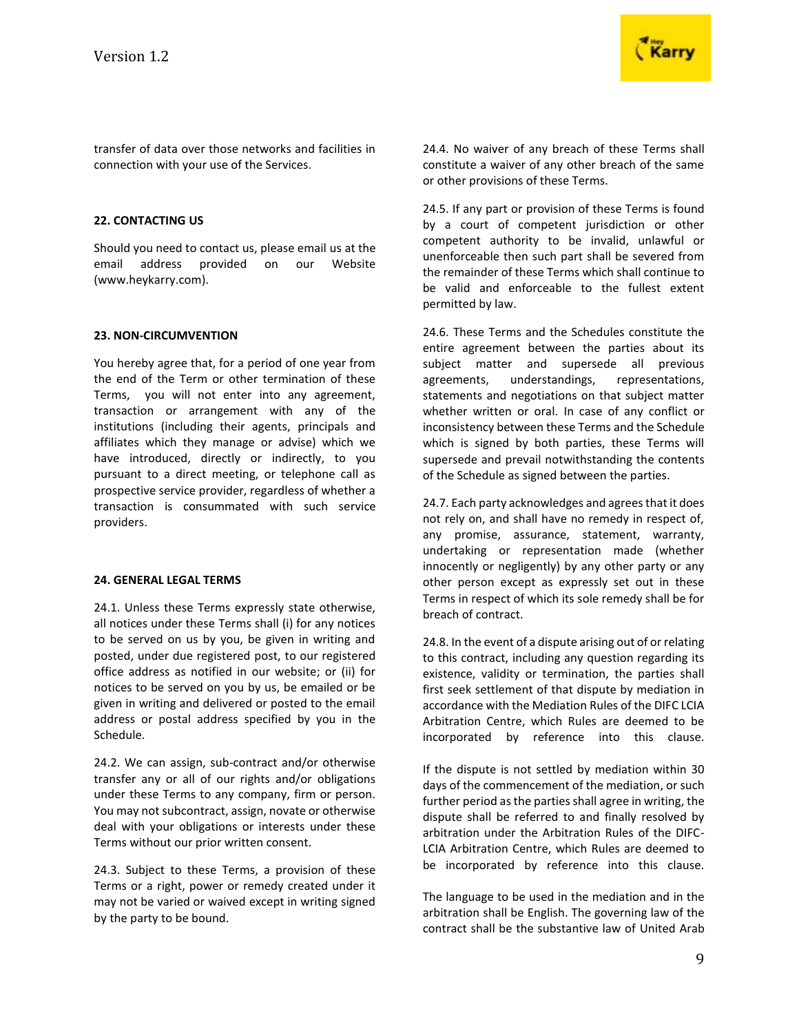transfer of data over those networks and facilities in connection with your use of the Services.

**22. CONTACTING US**

Should you need to contact us, please email us at the email address provided on our Website (www.heykarry.com).

**23. NON-CIRCUMVENTION**

You hereby agree that, for a period of one year from the end of the Term or other termination of these Terms, you will not enter into any agreement, transaction or arrangement with any of the institutions (including their agents, principals and affiliates which they manage or advise) which we have introduced, directly or indirectly, to you pursuant to a direct meeting, or telephone call as prospective service provider, regardless of whether a transaction is consummated with such service providers.

**24. GENERAL LEGAL TERMS**

24.1. Unless these Terms expressly state otherwise, all notices under these Terms shall (i) for any notices to be served on us by you, be given in writing and posted, under due registered post, to our registered office address as notified in our website; or (ii) for notices to be served on you by us, be emailed or be given in writing and delivered or posted to the email address or postal address specified by you in the Schedule.

24.2. We can assign, sub-contract and/or otherwise transfer any or all of our rights and/or obligations under these Terms to any company, firm or person. You may not subcontract, assign, novate or otherwise deal with your obligations or interests under these Terms without our prior written consent.

24.3. Subject to these Terms, a provision of these Terms or a right, power or remedy created under it may not be varied or waived except in writing signed by the party to be bound.

24.4. No waiver of any breach of these Terms shall constitute a waiver of any other breach of the same or other provisions of these Terms.

24.5. If any part or provision of these Terms is found by a court of competent jurisdiction or other competent authority to be invalid, unlawful or unenforceable then such part shall be severed from the remainder of these Terms which shall continue to be valid and enforceable to the fullest extent permitted by law.

24.6. These Terms and the Schedules constitute the entire agreement between the parties about its subject matter and supersede all previous agreements, understandings, representations, statements and negotiations on that subject matter whether written or oral. In case of any conflict or inconsistency between these Terms and the Schedule which is signed by both parties, these Terms will supersede and prevail notwithstanding the contents of the Schedule as signed between the parties.

24.7. Each party acknowledges and agrees that it does not rely on, and shall have no remedy in respect of, any promise, assurance, statement, warranty, undertaking or representation made (whether innocently or negligently) by any other party or any other person except as expressly set out in these Terms in respect of which its sole remedy shall be for breach of contract.

24.8. In the event of a dispute arising out of or relating to this contract, including any question regarding its existence, validity or termination, the parties shall first seek settlement of that dispute by mediation in accordance with the Mediation Rules of the DIFC LCIA Arbitration Centre, which Rules are deemed to be incorporated by reference into this clause.

If the dispute is not settled by mediation within 30 days of the commencement of the mediation, or such further period as the parties shall agree in writing, the dispute shall be referred to and finally resolved by arbitration under the Arbitration Rules of the DIFC-LCIA Arbitration Centre, which Rules are deemed to be incorporated by reference into this clause.

The language to be used in the mediation and in the arbitration shall be English. The governing law of the contract shall be the substantive law of United Arab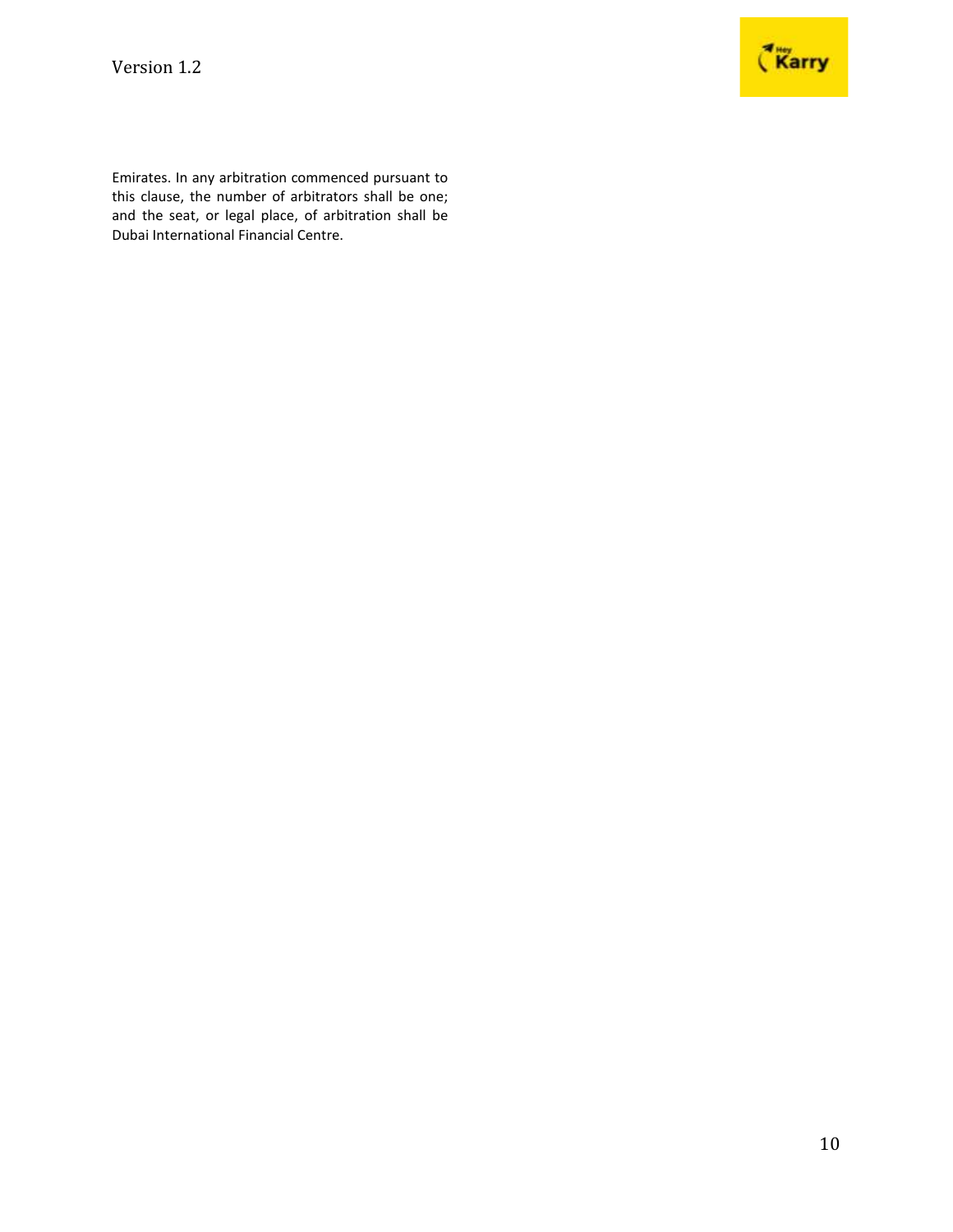Emirates. In any arbitration commenced pursuant to this clause, the number of arbitrators shall be one; and the seat, or legal place, of arbitration shall be Dubai International Financial Centre.